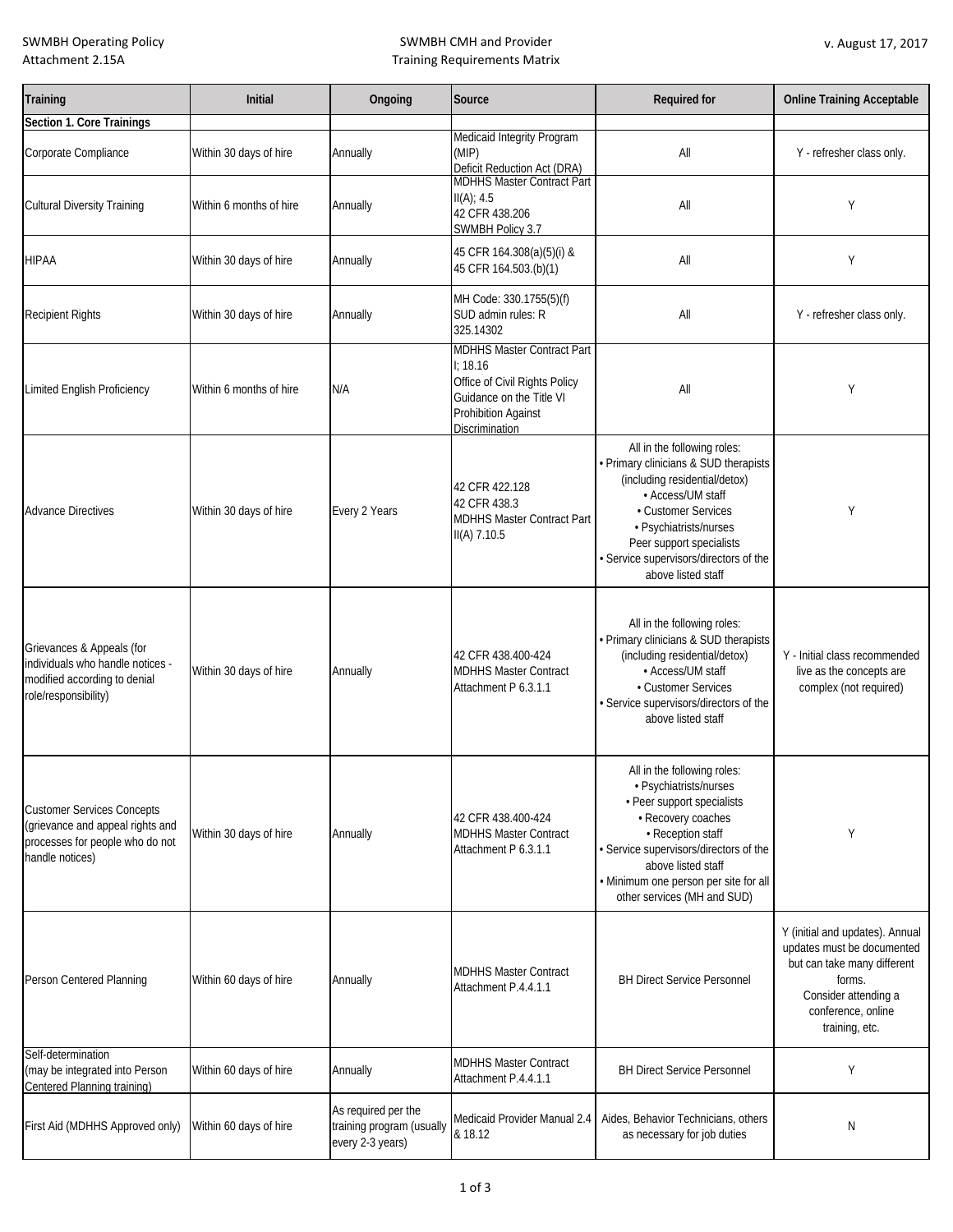SWMBH Operating Policy
Attachment 2.15A

SWMBH CMH and Provider
Training Requirements Matrix

v. August 17, 2017

| Training | Initial | Ongoing | Source | Required for | Online Training Acceptable |
|---|---|---|---|---|---|
| **Section 1. Core Trainings** | | | | | |
| Corporate Compliance | Within 30 days of hire | Annually | Medicaid Integrity Program (MIP)<br>Deficit Reduction Act (DRA) | All | Y - refresher class only. |
| Cultural Diversity Training | Within 6 months of hire | Annually | MDHHS Master Contract Part II(A); 4.5<br>42 CFR 438.206<br>SWMBH Policy 3.7 | All | Y |
| HIPAA | Within 30 days of hire | Annually | 45 CFR 164.308(a)(5)(i) &<br>45 CFR 164.503.(b)(1) | All | Y |
| Recipient Rights | Within 30 days of hire | Annually | MH Code: 330.1755(5)(f)<br>SUD admin rules: R 325.14302 | All | Y - refresher class only. |
| Limited English Proficiency | Within 6 months of hire | N/A | MDHHS Master Contract Part I; 18.16<br>Office of Civil Rights Policy Guidance on the Title VI Prohibition Against Discrimination | All | Y |
| Advance Directives | Within 30 days of hire | Every 2 Years | 42 CFR 422.128<br>42 CFR 438.3<br>MDHHS Master Contract Part II(A) 7.10.5 | All in the following roles:<br>• Primary clinicians & SUD therapists (including residential/detox)<br>• Access/UM staff<br>• Customer Services<br>• Psychiatrists/nurses<br>Peer support specialists<br>• Service supervisors/directors of the above listed staff | Y |
| Grievances & Appeals (for individuals who handle notices - modified according to denial role/responsibility) | Within 30 days of hire | Annually | 42 CFR 438.400-424<br>MDHHS Master Contract Attachment P 6.3.1.1 | All in the following roles:<br>• Primary clinicians & SUD therapists (including residential/detox)<br>• Access/UM staff<br>• Customer Services<br>• Service supervisors/directors of the above listed staff | Y - Initial class recommended live as the concepts are complex (not required) |
| Customer Services Concepts (grievance and appeal rights and processes for people who do not handle notices) | Within 30 days of hire | Annually | 42 CFR 438.400-424<br>MDHHS Master Contract Attachment P 6.3.1.1 | All in the following roles:<br>• Psychiatrists/nurses<br>• Peer support specialists<br>• Recovery coaches<br>• Reception staff<br>• Service supervisors/directors of the above listed staff<br>• Minimum one person per site for all other services (MH and SUD) | Y |
| Person Centered Planning | Within 60 days of hire | Annually | MDHHS Master Contract Attachment P.4.4.1.1 | BH Direct Service Personnel | Y (initial and updates). Annual updates must be documented but can take many different forms.<br>Consider attending a conference, online training, etc. |
| Self-determination (may be integrated into Person Centered Planning training) | Within 60 days of hire | Annually | MDHHS Master Contract Attachment P.4.4.1.1 | BH Direct Service Personnel | Y |
| First Aid (MDHHS Approved only) | Within 60 days of hire | As required per the training program (usually every 2-3 years) | Medicaid Provider Manual 2.4 & 18.12 | Aides, Behavior Technicians, others as necessary for job duties | N |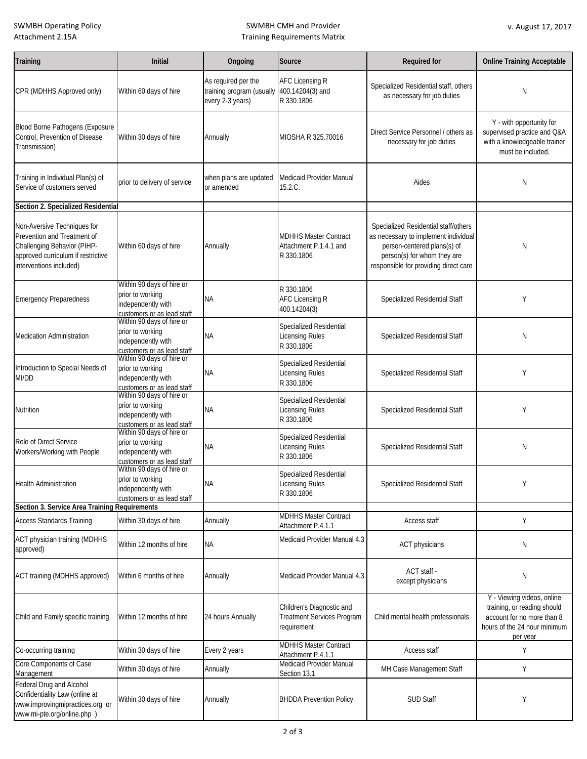| Training | Initial | Ongoing | Source | Required for | Online Training Acceptable |
|---|---|---|---|---|---|
| CPR (MDHHS Approved only) | Within 60 days of hire | As required per the training program (usually every 2-3 years) | AFC Licensing R 400.14204(3) and R 330.1806 | Specialized Residential staff, others as necessary for job duties | N |
| Blood Borne Pathogens (Exposure Control, Prevention of Disease Transmission) | Within 30 days of hire | Annually | MIOSHA R 325.70016 | Direct Service Personnel / others as necessary for job duties | Y - with opportunity for supervised practice and Q&A with a knowledgeable trainer must be included. |
| Training in Individual Plan(s) of Service of customers served | prior to delivery of service | when plans are updated or amended | Medicaid Provider Manual 15.2.C. | Aides | N |
| **Section 2. Specialized Residential** | | | | | |
| Non-Aversive Techniques for Prevention and Treatment of Challenging Behavior (PIHP-approved curriculum if restrictive interventions included) | Within 60 days of hire | Annually | MDHHS Master Contract Attachment P.1.4.1 and R 330.1806 | Specialized Residential staff/others as necessary to implement individual person-centered plans(s) of person(s) for whom they are responsible for providing direct care | N |
| Emergency Preparedness | Within 90 days of hire or prior to working independently with customers or as lead staff | NA | R 330.1806 AFC Licensing R 400.14204(3) | Specialized Residential Staff | Y |
| Medication Administration | Within 90 days of hire or prior to working independently with customers or as lead staff | NA | Specialized Residential Licensing Rules R 330.1806 | Specialized Residential Staff | N |
| Introduction to Special Needs of MI/DD | Within 90 days of hire or prior to working independently with customers or as lead staff | NA | Specialized Residential Licensing Rules R 330.1806 | Specialized Residential Staff | Y |
| Nutrition | Within 90 days of hire or prior to working independently with customers or as lead staff | NA | Specialized Residential Licensing Rules R 330.1806 | Specialized Residential Staff | Y |
| Role of Direct Service Workers/Working with People | Within 90 days of hire or prior to working independently with customers or as lead staff | NA | Specialized Residential Licensing Rules R 330.1806 | Specialized Residential Staff | N |
| Health Administration | Within 90 days of hire or prior to working independently with customers or as lead staff | NA | Specialized Residential Licensing Rules R 330.1806 | Specialized Residential Staff | Y |
| **Section 3. Service Area Training Requirements** | | | | | |
| Access Standards Training | Within 30 days of hire | Annually | MDHHS Master Contract Attachment P.4.1.1 | Access staff | Y |
| ACT physician training (MDHHS approved) | Within 12 months of hire | NA | Medicaid Provider Manual 4.3 | ACT physicians | N |
| ACT training (MDHHS approved) | Within 6 months of hire | Annually | Medicaid Provider Manual 4.3 | ACT staff - except physicians | N |
| Child and Family specific training | Within 12 months of hire | 24 hours Annually | Children's Diagnostic and Treatment Services Program requirement | Child mental health professionals | Y - Viewing videos, online training, or reading should account for no more than 8 hours of the 24 hour minimum per year |
| Co-occurring training | Within 30 days of hire | Every 2 years | MDHHS Master Contract Attachment P.4.1.1 | Access staff | Y |
| Core Components of Case Management | Within 30 days of hire | Annually | Medicaid Provider Manual Section 13.1 | MH Case Management Staff | Y |
| Federal Drug and Alcohol Confidentiality Law (online at www.improvingmipractices.org or www.mi-pte.org/online.php ) | Within 30 days of hire | Annually | BHDDA Prevention Policy | SUD Staff | Y |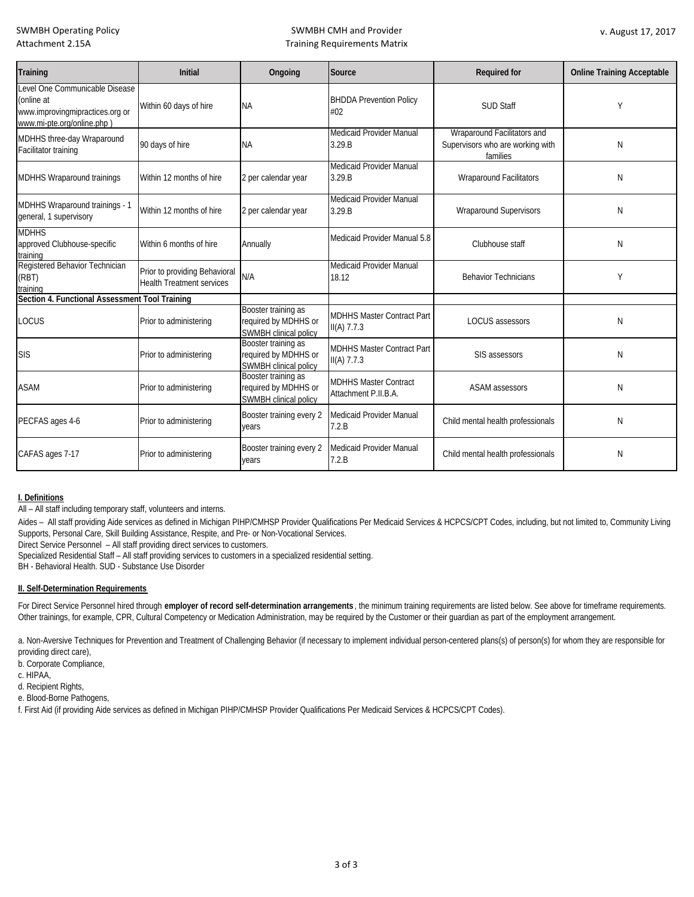| Training | Initial | Ongoing | Source | Required for | Online Training Acceptable |
|---|---|---|---|---|---|
| Level One Communicable Disease (online at www.improvingmipractices.org or www.mi-pte.org/online.php ) | Within 60 days of hire | NA | BHDDA Prevention Policy #02 | SUD Staff | Y |
| MDHHS three-day Wraparound Facilitator training | 90 days of hire | NA | Medicaid Provider Manual 3.29.B | Wraparound Facilitators and Supervisors who are working with families | N |
| MDHHS Wraparound trainings | Within 12 months of hire | 2 per calendar year | Medicaid Provider Manual 3.29.B | Wraparound Facilitators | N |
| MDHHS Wraparound trainings - 1 general, 1 supervisory | Within 12 months of hire | 2 per calendar year | Medicaid Provider Manual 3.29.B | Wraparound Supervisors | N |
| MDHHS approved Clubhouse-specific training | Within 6 months of hire | Annually | Medicaid Provider Manual 5.8 | Clubhouse staff | N |
| Registered Behavior Technician (RBT) training | Prior to providing Behavioral Health Treatment services | N/A | Medicaid Provider Manual 18.12 | Behavior Technicians | Y |
| **Section 4. Functional Assessment Tool Training** | | | | | |
| LOCUS | Prior to administering | Booster training as required by MDHHS or SWMBH clinical policy | MDHHS Master Contract Part II(A) 7.7.3 | LOCUS assessors | N |
| SIS | Prior to administering | Booster training as required by MDHHS or SWMBH clinical policy | MDHHS Master Contract Part II(A) 7.7.3 | SIS assessors | N |
| ASAM | Prior to administering | Booster training as required by MDHHS or SWMBH clinical policy | MDHHS Master Contract Attachment P.II.B.A. | ASAM assessors | N |
| PECFAS ages 4-6 | Prior to administering | Booster training every 2 years | Medicaid Provider Manual 7.2.B | Child mental health professionals | N |
| CAFAS ages 7-17 | Prior to administering | Booster training every 2 years | Medicaid Provider Manual 7.2.B | Child mental health professionals | N |

**I. Definitions**

All – All staff including temporary staff, volunteers and interns.

Aides – All staff providing Aide services as defined in Michigan PIHP/CMHSP Provider Qualifications Per Medicaid Services & HCPCS/CPT Codes, including, but not limited to, Community Living Supports, Personal Care, Skill Building Assistance, Respite, and Pre- or Non-Vocational Services.

Direct Service Personnel – All staff providing direct services to customers.

Specialized Residential Staff – All staff providing services to customers in a specialized residential setting.

BH - Behavioral Health. SUD - Substance Use Disorder

**II. Self-Determination Requirements**

For Direct Service Personnel hired through **employer of record self-determination arrangements**, the minimum training requirements are listed below. See above for timeframe requirements. Other trainings, for example, CPR, Cultural Competency or Medication Administration, may be required by the Customer or their guardian as part of the employment arrangement.

a. Non-Aversive Techniques for Prevention and Treatment of Challenging Behavior (if necessary to implement individual person-centered plans(s) of person(s) for whom they are responsible for providing direct care),
b. Corporate Compliance,
c. HIPAA,
d. Recipient Rights,
e. Blood-Borne Pathogens,
f. First Aid (if providing Aide services as defined in Michigan PIHP/CMHSP Provider Qualifications Per Medicaid Services & HCPCS/CPT Codes).